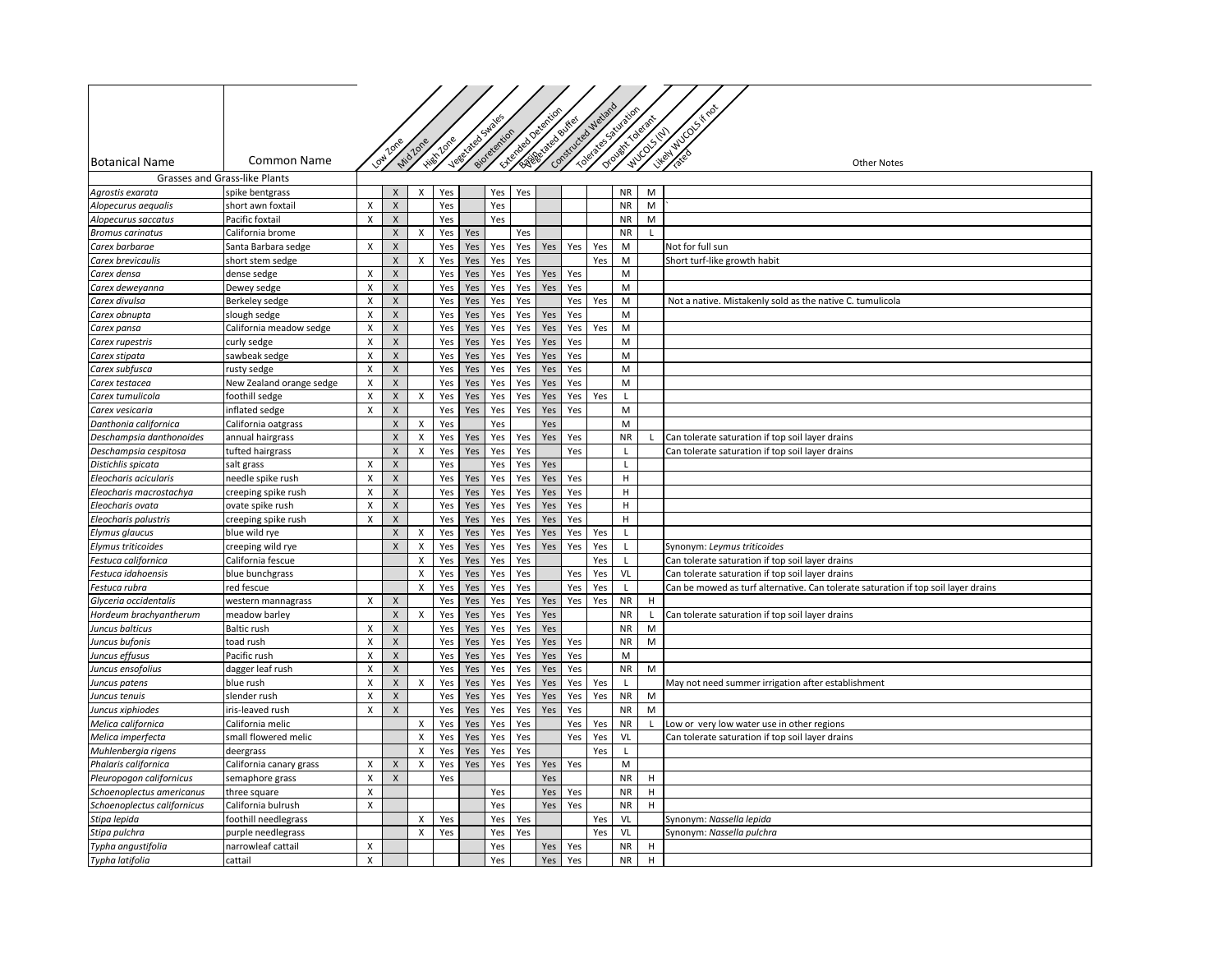| Botanical Name | Common Name | Low Zone | Mid Zone | High Zone | Vegetated Swales | Bioretention | Extended Detention Basin | Vegetated Buffer | Constructed Wetland | Tolerates Saturation | Drought Tolerant | WUCOLS (IV) | Likely WUCOLS if not rated | Other Notes |
|---|---|---|---|---|---|---|---|---|---|---|---|---|---|---|
| Grasses and Grass-like Plants | | | | | | | | | | | | | | |
| *Agrostis exarata* | spike bentgrass | | X | X | Yes | | Yes | Yes | | | | NR | M | |
| *Alopecurus aequalis* | short awn foxtail | X | X | | Yes | | Yes | | | | | NR | M | ` |
| *Alopecurus saccatus* | Pacific foxtail | X | X | | Yes | | Yes | | | | | NR | M | |
| *Bromus carinatus* | California brome | | X | X | Yes | Yes | | Yes | | | | NR | L | |
| *Carex barbarae* | Santa Barbara sedge | X | X | | Yes | Yes | Yes | Yes | Yes | Yes | Yes | M | | Not for full sun |
| *Carex brevicaulis* | short stem sedge | | X | X | Yes | Yes | Yes | Yes | | | Yes | M | | Short turf-like growth habit |
| *Carex densa* | dense sedge | X | X | | Yes | Yes | Yes | Yes | Yes | Yes | | M | | |
| *Carex deweyanna* | Dewey sedge | X | X | | Yes | Yes | Yes | Yes | Yes | Yes | | M | | |
| *Carex divulsa* | Berkeley sedge | X | X | | Yes | Yes | Yes | Yes | | Yes | Yes | M | | Not a native. Mistakenly sold as the native C. tumulicola |
| *Carex obnupta* | slough sedge | X | X | | Yes | Yes | Yes | Yes | Yes | Yes | | M | | |
| *Carex pansa* | California meadow sedge | X | X | | Yes | Yes | Yes | Yes | Yes | Yes | Yes | M | | |
| *Carex rupestris* | curly sedge | X | X | | Yes | Yes | Yes | Yes | Yes | Yes | | M | | |
| *Carex stipata* | sawbeak sedge | X | X | | Yes | Yes | Yes | Yes | Yes | Yes | | M | | |
| *Carex subfusca* | rusty sedge | X | X | | Yes | Yes | Yes | Yes | Yes | Yes | | M | | |
| *Carex testacea* | New Zealand orange sedge | X | X | | Yes | Yes | Yes | Yes | Yes | Yes | | M | | |
| *Carex tumulicola* | foothill sedge | X | X | X | Yes | Yes | Yes | Yes | Yes | Yes | Yes | L | | |
| *Carex vesicaria* | inflated sedge | X | X | | Yes | Yes | Yes | Yes | Yes | Yes | | M | | |
| *Danthonia californica* | California oatgrass | | X | X | Yes | | Yes | | Yes | | | M | | |
| *Deschampsia danthonoides* | annual hairgrass | | X | X | Yes | Yes | Yes | Yes | Yes | Yes | | NR | L | Can tolerate saturation if top soil layer drains |
| *Deschampsia cespitosa* | tufted hairgrass | | X | X | Yes | Yes | Yes | Yes | | Yes | | L | | Can tolerate saturation if top soil layer drains |
| *Distichlis spicata* | salt grass | X | X | | Yes | | Yes | Yes | Yes | | | L | | |
| *Eleocharis acicularis* | needle spike rush | X | X | | Yes | Yes | Yes | Yes | Yes | Yes | | H | | |
| *Eleocharis macrostachya* | creeping spike rush | X | X | | Yes | Yes | Yes | Yes | Yes | Yes | | H | | |
| *Eleocharis ovata* | ovate spike rush | X | X | | Yes | Yes | Yes | Yes | Yes | Yes | | H | | |
| *Eleocharis palustris* | creeping spike rush | X | X | | Yes | Yes | Yes | Yes | Yes | Yes | | H | | |
| *Elymus glaucus* | blue wild rye | | X | X | Yes | Yes | Yes | Yes | Yes | Yes | Yes | L | | |
| *Elymus triticoides* | creeping wild rye | | X | X | Yes | Yes | Yes | Yes | Yes | Yes | Yes | L | | Synonym: *Leymus triticoides* |
| *Festuca californica* | California fescue | | | X | Yes | Yes | Yes | Yes | | | Yes | L | | Can tolerate saturation if top soil layer drains |
| *Festuca idahoensis* | blue bunchgrass | | | X | Yes | Yes | Yes | Yes | | Yes | Yes | VL | | Can tolerate saturation if top soil layer drains |
| *Festuca rubra* | red fescue | | | X | Yes | Yes | Yes | Yes | | Yes | Yes | L | | Can be mowed as turf alternative. Can tolerate saturation if top soil layer drains |
| *Glyceria occidentalis* | western mannagrass | X | X | | Yes | Yes | Yes | Yes | Yes | Yes | Yes | NR | H | |
| *Hordeum brachyantherum* | meadow barley | | X | X | Yes | Yes | Yes | Yes | Yes | | | NR | L | Can tolerate saturation if top soil layer drains |
| *Juncus balticus* | Baltic rush | X | X | | Yes | Yes | Yes | Yes | Yes | | | NR | M | |
| *Juncus bufonis* | toad rush | X | X | | Yes | Yes | Yes | Yes | Yes | Yes | | NR | M | |
| *Juncus effusus* | Pacific rush | X | X | | Yes | Yes | Yes | Yes | Yes | Yes | | M | | |
| *Juncus ensofolius* | dagger leaf rush | X | X | | Yes | Yes | Yes | Yes | Yes | Yes | | NR | M | |
| *Juncus patens* | blue rush | X | X | X | Yes | Yes | Yes | Yes | Yes | Yes | Yes | L | | May not need summer irrigation after establishment |
| *Juncus tenuis* | slender rush | X | X | | Yes | Yes | Yes | Yes | Yes | Yes | Yes | NR | M | |
| *Juncus xiphiodes* | iris-leaved rush | X | X | | Yes | Yes | Yes | Yes | Yes | Yes | | NR | M | |
| *Melica californica* | California melic | | | X | Yes | Yes | Yes | Yes | | Yes | Yes | NR | L | Low or very low water use in other regions |
| *Melica imperfecta* | small flowered melic | | | X | Yes | Yes | Yes | Yes | | Yes | Yes | VL | | Can tolerate saturation if top soil layer drains |
| *Muhlenbergia rigens* | deergrass | | | X | Yes | Yes | Yes | Yes | | | Yes | L | | |
| *Phalaris californica* | California canary grass | X | X | X | Yes | Yes | Yes | Yes | Yes | Yes | | M | | |
| *Pleuropogon californicus* | semaphore grass | X | X | | Yes | | | | Yes | | | NR | H | |
| *Schoenoplectus americanus* | three square | X | | | | | Yes | | Yes | Yes | | NR | H | |
| *Schoenoplectus californicus* | California bulrush | X | | | | | Yes | | Yes | Yes | | NR | H | |
| *Stipa lepida* | foothill needlegrass | | | X | Yes | | Yes | Yes | | | Yes | VL | | Synonym: *Nassella lepida* |
| *Stipa pulchra* | purple needlegrass | | | X | Yes | | Yes | Yes | | | Yes | VL | | Synonym: *Nassella pulchra* |
| *Typha angustifolia* | narrowleaf cattail | X | | | | | Yes | | Yes | Yes | | NR | H | |
| *Typha latifolia* | cattail | X | | | | | Yes | | Yes | Yes | | NR | H | |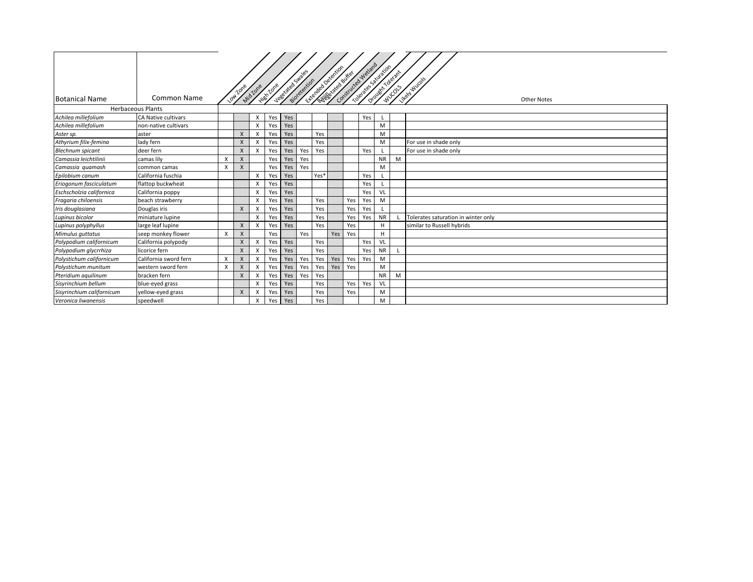| Botanical Name | Common Name | Low Zone | Mid Zone | High Zone | Vegetated Swales | Bioretention | Extended Detention Basin | Vegetated Buffer | Constructed Wetland | Tolerates Saturation | Drought Tolerant | WUCOLS | Likely Wucols | Other Notes |
|---|---|---|---|---|---|---|---|---|---|---|---|---|---|---|
| Herbaceous Plants | | | | | | | | | | | | | | |
| *Achilea millefolium* | CA Native cultivars | | | X | Yes | Yes | | | | | Yes | L | | |
| *Achilea millefolium* | non-native cultivars | | | X | Yes | Yes | | | | | | M | | |
| *Aster sp.* | aster | | X | X | Yes | Yes | | Yes | | | | M | | |
| *Athyrium filix-femina* | lady fern | | X | X | Yes | Yes | | Yes | | | | M | | For use in shade only |
| *Blechnum spicant* | deer fern | | X | X | Yes | Yes | Yes | Yes | | | Yes | L | | For use in shade only |
| *Camassia leichtilinii* | camas lily | X | X | | Yes | Yes | Yes | | | | | NR | M | |
| *Camassia quamash* | common camas | X | X | | Yes | Yes | Yes | | | | | M | | |
| *Epilobium canum* | California fuschia | | | X | Yes | Yes | | Yes* | | | Yes | L | | |
| *Eriogonum fasciculatum* | flattop buckwheat | | | X | Yes | Yes | | | | | Yes | L | | |
| *Eschscholzia californica* | California poppy | | | X | Yes | Yes | | | | | Yes | VL | | |
| *Fragaria chiloensis* | beach strawberry | | | X | Yes | Yes | | Yes | | Yes | Yes | M | | |
| *Iris douglasiana* | Douglas iris | | X | X | Yes | Yes | | Yes | | Yes | Yes | L | | |
| *Lupinus bicolor* | miniature lupine | | | X | Yes | Yes | | Yes | | Yes | Yes | NR | L | Tolerates saturation in winter only |
| *Lupinus polyphyllus* | large leaf lupine | | X | X | Yes | Yes | | Yes | | Yes | | H | | similar to Russell hybrids |
| *Mimulus guttatus* | seep monkey flower | X | X | | Yes | | Yes | | Yes | Yes | | H | | |
| *Polypodium californicum* | California polypody | | X | X | Yes | Yes | | Yes | | | Yes | VL | | |
| *Polypodium glycrrhiza* | licorice fern | | X | X | Yes | Yes | | Yes | | | Yes | NR | L | |
| *Polystichum californicum* | California sword fern | X | X | X | Yes | Yes | Yes | Yes | Yes | Yes | Yes | M | | |
| *Polystichum munitum* | western sword fern | X | X | X | Yes | Yes | Yes | Yes | Yes | Yes | | M | | |
| *Pteridium aquilinum* | bracken fern | | X | X | Yes | Yes | Yes | Yes | | | | NR | M | |
| *Sisyrinchium bellum* | blue-eyed grass | | | X | Yes | Yes | | Yes | | Yes | Yes | VL | | |
| *Sisyrinchium californicum* | yellow-eyed grass | | X | X | Yes | Yes | | Yes | | Yes | | M | | |
| *Veronica liwanensis* | speedwell | | | X | Yes | Yes | | Yes | | | | M | | |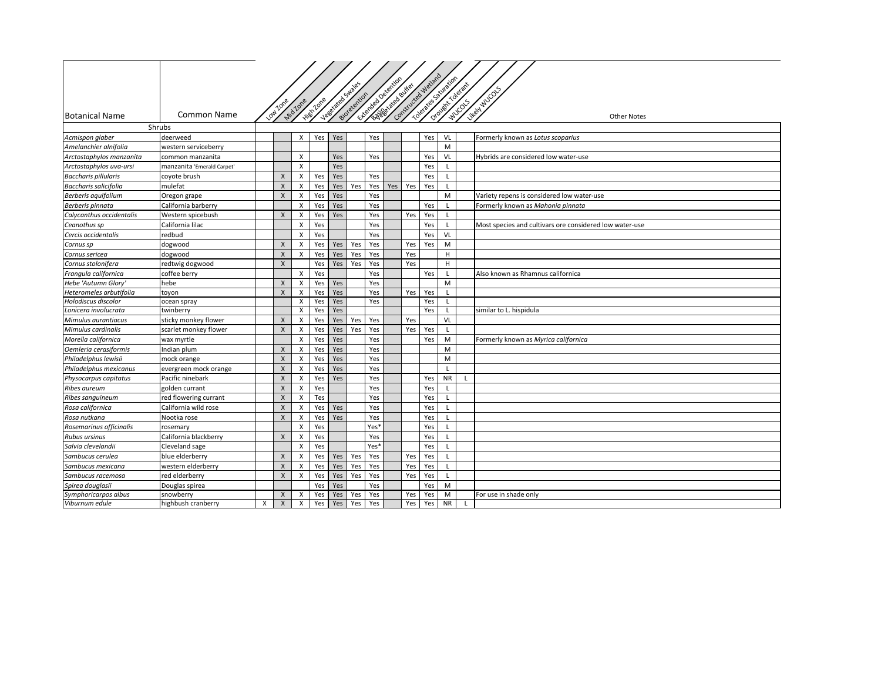| Botanical Name | Common Name | Low Zone | Mid Zone | High Zone | Vegetated Swales | Bioretention | Extended Detention Basin | Vegetated Buffer | Constructed Wetland | Tolerates Saturation | Drought Tolerant | WUCOLS | Likely WUCOLS | Other Notes |
|---|---|---|---|---|---|---|---|---|---|---|---|---|---|---|
| Shrubs | | | | | | | | | | | | | | |
| *Acmispon glaber* | deerweed | | | X | Yes | Yes | | Yes | | | Yes | VL | | Formerly known as *Lotus scoparius* |
| *Amelanchier alnifolia* | western serviceberry | | | | | | | | | | | M | | |
| *Arctostaphylos manzanita* | common manzanita | | | X | | Yes | | Yes | | | Yes | VL | | Hybrids are considered low water-use |
| *Arctostaphylos uva-ursi* | manzanita 'Emerald Carpet' | | | X | | Yes | | | | | Yes | L | | |
| *Baccharis pillularis* | coyote brush | | X | X | Yes | Yes | | Yes | | | Yes | L | | |
| *Baccharis salicifolia* | mulefat | | X | X | Yes | Yes | Yes | Yes | Yes | Yes | Yes | L | | |
| *Berberis aquifolium* | Oregon grape | | X | X | Yes | Yes | | Yes | | | | M | | Variety repens is considered low water-use |
| *Berberis pinnata* | California barberry | | | X | Yes | Yes | | Yes | | | Yes | L | | Formerly known as *Mahonia pinnata* |
| *Calycanthus occidentalis* | Western spicebush | | X | X | Yes | Yes | | Yes | | Yes | Yes | L | | |
| *Ceanothus sp* | California lilac | | | X | Yes | | | Yes | | | Yes | L | | Most species and cultivars ore considered low water-use |
| *Cercis occidentalis* | redbud | | | X | Yes | | | Yes | | | Yes | VL | | |
| *Cornus sp* | dogwood | | X | X | Yes | Yes | Yes | Yes | | Yes | Yes | M | | |
| *Cornus sericea* | dogwood | | X | X | Yes | Yes | Yes | Yes | | Yes | | H | | |
| *Cornus stolonifera* | redtwig dogwood | | X | | Yes | Yes | Yes | Yes | | Yes | | H | | |
| *Frangula californica* | coffee berry | | | X | Yes | | | Yes | | | Yes | L | | Also known as Rhamnus californica |
| *Hebe 'Autumn Glory'* | hebe | | X | X | Yes | Yes | | Yes | | | | M | | |
| *Heteromeles arbutifolia* | toyon | | X | X | Yes | Yes | | Yes | | Yes | Yes | L | | |
| *Holodiscus discolor* | ocean spray | | | X | Yes | Yes | | Yes | | | Yes | L | | |
| *Lonicera involucrata* | twinberry | | | X | Yes | Yes | | | | | Yes | L | | similar to L. hispidula |
| *Mimulus aurantiacus* | sticky monkey flower | | X | X | Yes | Yes | Yes | Yes | | Yes | | VL | | |
| *Mimulus cardinalis* | scarlet monkey flower | | X | X | Yes | Yes | Yes | Yes | | Yes | Yes | L | | |
| *Morella californica* | wax myrtle | | | X | Yes | Yes | | Yes | | | Yes | M | | Formerly known as *Myrica californica* |
| *Oemleria cerasiformis* | Indian plum | | X | X | Yes | Yes | | Yes | | | | M | | |
| *Philadelphus lewisii* | mock orange | | X | X | Yes | Yes | | Yes | | | | M | | |
| *Philadelphus mexicanus* | evergreen mock orange | | X | X | Yes | Yes | | Yes | | | | L | | |
| *Physocarpus capitatus* | Pacific ninebark | | X | X | Yes | Yes | | Yes | | | Yes | NR | L | |
| *Ribes aureum* | golden currant | | X | X | Yes | | | Yes | | | Yes | L | | |
| *Ribes sanguineum* | red flowering currant | | X | X | Tes | | | Yes | | | Yes | L | | |
| *Rosa californica* | California wild rose | | X | X | Yes | Yes | | Yes | | | Yes | L | | |
| *Rosa nutkana* | Nootka rose | | X | X | Yes | Yes | | Yes | | | Yes | L | | |
| *Rosemarinus officinalis* | rosemary | | | X | Yes | | | Yes* | | | Yes | L | | |
| *Rubus ursinus* | California blackberry | | X | X | Yes | | | Yes | | | Yes | L | | |
| *Salvia clevelandii* | Cleveland sage | | | X | Yes | | | Yes* | | | Yes | L | | |
| *Sambucus cerulea* | blue elderberry | | X | X | Yes | Yes | Yes | Yes | | Yes | Yes | L | | |
| *Sambucus mexicana* | western elderberry | | X | X | Yes | Yes | Yes | Yes | | Yes | Yes | L | | |
| *Sambucus racemosa* | red elderberry | | X | X | Yes | Yes | Yes | Yes | | Yes | Yes | L | | |
| *Spirea douglasii* | Douglas spirea | | | | Yes | Yes | | Yes | | | Yes | M | | |
| *Symphoricarpos albus* | snowberry | | X | X | Yes | Yes | Yes | Yes | | Yes | Yes | M | | For use in shade only |
| *Viburnum edule* | highbush cranberry | X | X | X | Yes | Yes | Yes | Yes | | Yes | Yes | NR | L | |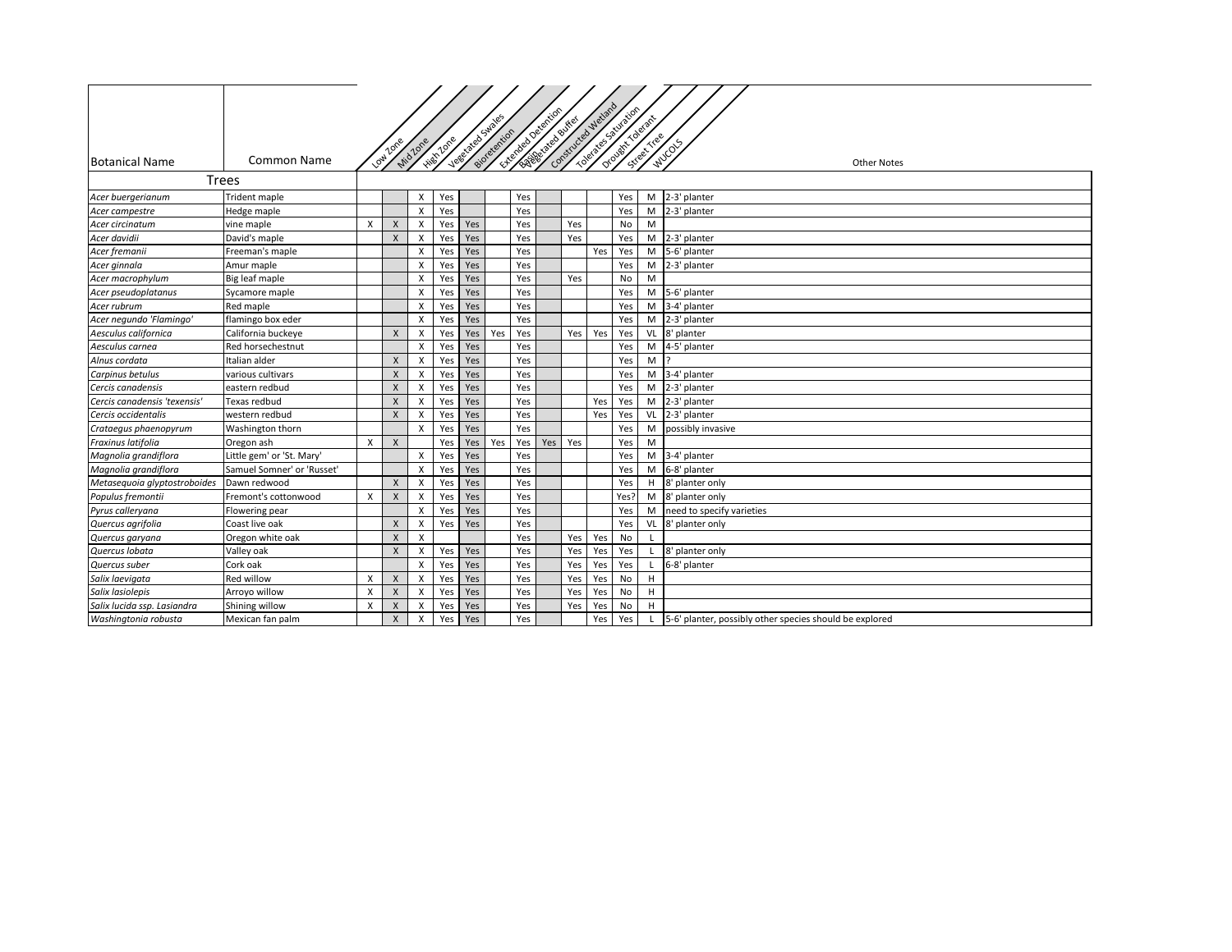| Botanical Name | Common Name | Low Zone | Mid Zone | High Zone | Vegetated Swales | Bioretention | Extended Detention Basin | Vegetated Buffer | Constructed Wetland | Tolerates Saturation | Drought Tolerant | Street Tree | WUCOLS | Other Notes |
|---|---|---|---|---|---|---|---|---|---|---|---|---|---|---|
| **Trees** | | | | | | | | | | | | | | |
| *Acer buergerianum* | Trident maple | | | X | Yes | | | Yes | | | | Yes | M | 2-3' planter |
| *Acer campestre* | Hedge maple | | | X | Yes | | | Yes | | | | Yes | M | 2-3' planter |
| *Acer circinatum* | vine maple | X | X | X | Yes | Yes | | Yes | | Yes | | No | M | |
| *Acer davidii* | David's maple | | X | X | Yes | Yes | | Yes | | Yes | | Yes | M | 2-3' planter |
| *Acer fremanii* | Freeman's maple | | | X | Yes | Yes | | Yes | | | Yes | Yes | M | 5-6' planter |
| *Acer ginnala* | Amur maple | | | X | Yes | Yes | | Yes | | | | Yes | M | 2-3' planter |
| *Acer macrophylum* | Big leaf maple | | | X | Yes | Yes | | Yes | | Yes | | No | M | |
| *Acer pseudoplatanus* | Sycamore maple | | | X | Yes | Yes | | Yes | | | | Yes | M | 5-6' planter |
| *Acer rubrum* | Red maple | | | X | Yes | Yes | | Yes | | | | Yes | M | 3-4' planter |
| *Acer negundo 'Flamingo'* | flamingo box eder | | | X | Yes | Yes | | Yes | | | | Yes | M | 2-3' planter |
| *Aesculus californica* | California buckeye | | X | X | Yes | Yes | Yes | Yes | | Yes | Yes | Yes | VL | 8' planter |
| *Aesculus carnea* | Red horsechestnut | | | X | Yes | Yes | | Yes | | | | Yes | M | 4-5' planter |
| *Alnus cordata* | Italian alder | | X | X | Yes | Yes | | Yes | | | | Yes | M | ? |
| *Carpinus betulus* | various cultivars | | X | X | Yes | Yes | | Yes | | | | Yes | M | 3-4' planter |
| *Cercis canadensis* | eastern redbud | | X | X | Yes | Yes | | Yes | | | | Yes | M | 2-3' planter |
| *Cercis canadensis 'texensis'* | Texas redbud | | X | X | Yes | Yes | | Yes | | | Yes | Yes | M | 2-3' planter |
| *Cercis occidentalis* | western redbud | | X | X | Yes | Yes | | Yes | | | Yes | Yes | VL | 2-3' planter |
| *Crataegus phaenopyrum* | Washington thorn | | | X | Yes | Yes | | Yes | | | | Yes | M | possibly invasive |
| *Fraxinus latifolia* | Oregon ash | X | X | | Yes | Yes | Yes | Yes | Yes | Yes | | Yes | M | |
| *Magnolia grandiflora* | Little gem' or 'St. Mary' | | | X | Yes | Yes | | Yes | | | | Yes | M | 3-4' planter |
| *Magnolia grandiflora* | Samuel Somner' or 'Russet' | | | X | Yes | Yes | | Yes | | | | Yes | M | 6-8' planter |
| *Metasequoia glyptostroboides* | Dawn redwood | | X | X | Yes | Yes | | Yes | | | | Yes | H | 8' planter only |
| *Populus fremontii* | Fremont's cottonwood | X | X | X | Yes | Yes | | Yes | | | | Yes? | M | 8' planter only |
| *Pyrus calleryana* | Flowering pear | | | X | Yes | Yes | | Yes | | | | Yes | M | need to specify varieties |
| *Quercus agrifolia* | Coast live oak | | X | X | Yes | Yes | | Yes | | | | Yes | VL | 8' planter only |
| *Quercus garyana* | Oregon white oak | | X | X | | | | Yes | | Yes | Yes | No | L | |
| *Quercus lobata* | Valley oak | | X | X | Yes | Yes | | Yes | | Yes | Yes | Yes | L | 8' planter only |
| *Quercus suber* | Cork oak | | | X | Yes | Yes | | Yes | | Yes | Yes | Yes | L | 6-8' planter |
| *Salix laevigata* | Red willow | X | X | X | Yes | Yes | | Yes | | Yes | Yes | No | H | |
| *Salix lasiolepis* | Arroyo willow | X | X | X | Yes | Yes | | Yes | | Yes | Yes | No | H | |
| *Salix lucida ssp. Lasiandra* | Shining willow | X | X | X | Yes | Yes | | Yes | | Yes | Yes | No | H | |
| *Washingtonia robusta* | Mexican fan palm | | X | X | Yes | Yes | | Yes | | | Yes | Yes | L | 5-6' planter, possibly other species should be explored |